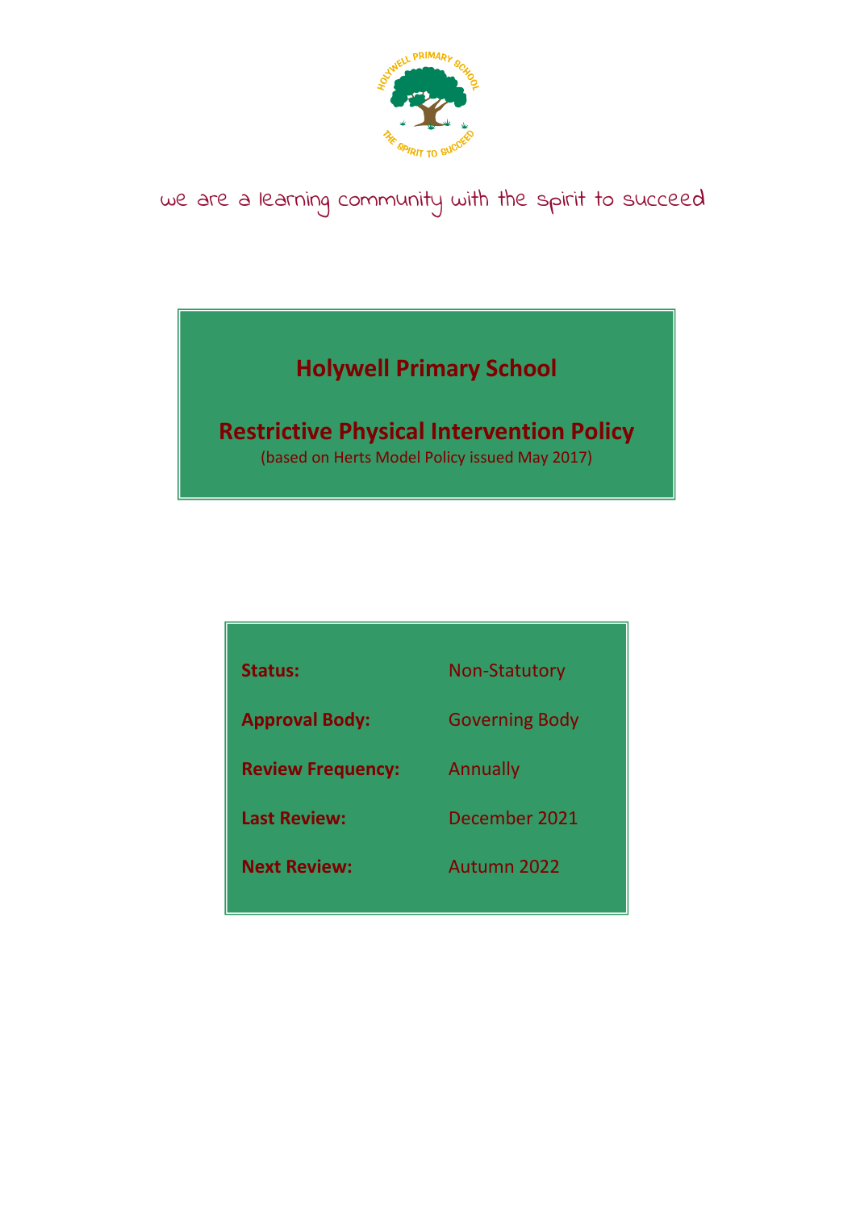we are a learning community with the spirit to succeed

# Holywell Primary School

## Restrictive Physical Intervention Policy

(based on Herts Model Policy issued May 2017)

| | |
|---|---|
| **Status:** | Non-Statutory |
| **Approval Body:** | Governing Body |
| **Review Frequency:** | Annually |
| **Last Review:** | December 2021 |
| **Next Review:** | Autumn 2022 |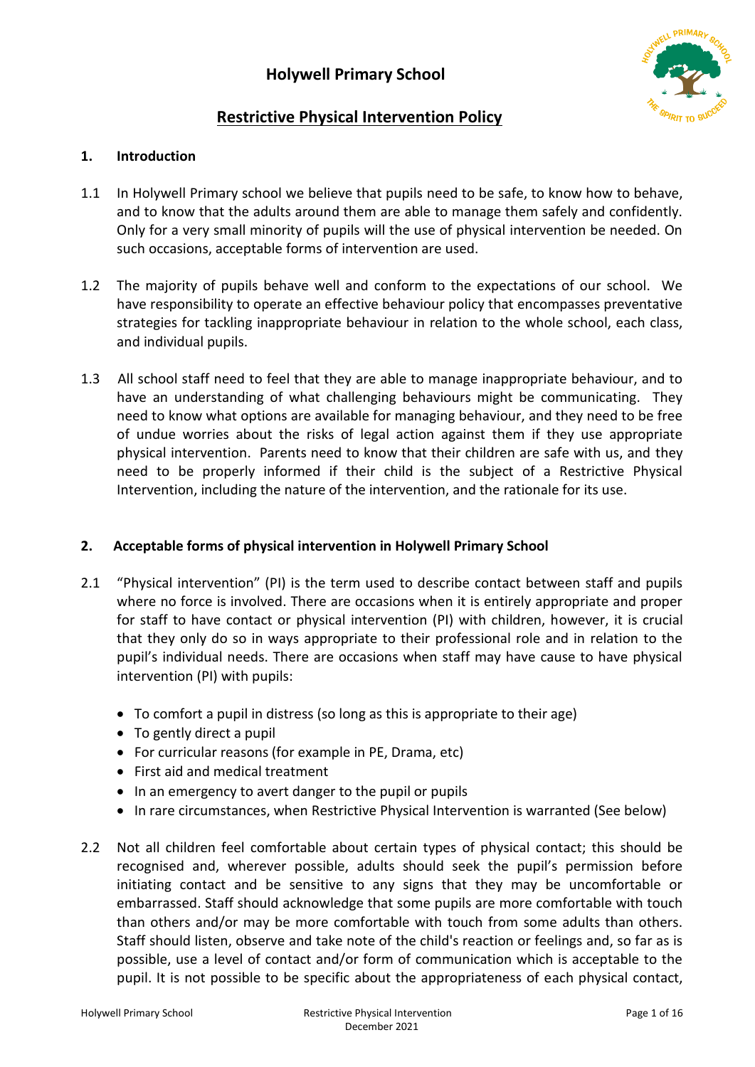# Holywell Primary School

## Restrictive Physical Intervention Policy

### 1. Introduction

1.1 In Holywell Primary school we believe that pupils need to be safe, to know how to behave, and to know that the adults around them are able to manage them safely and confidently. Only for a very small minority of pupils will the use of physical intervention be needed. On such occasions, acceptable forms of intervention are used.

1.2 The majority of pupils behave well and conform to the expectations of our school. We have responsibility to operate an effective behaviour policy that encompasses preventative strategies for tackling inappropriate behaviour in relation to the whole school, each class, and individual pupils.

1.3 All school staff need to feel that they are able to manage inappropriate behaviour, and to have an understanding of what challenging behaviours might be communicating. They need to know what options are available for managing behaviour, and they need to be free of undue worries about the risks of legal action against them if they use appropriate physical intervention. Parents need to know that their children are safe with us, and they need to be properly informed if their child is the subject of a Restrictive Physical Intervention, including the nature of the intervention, and the rationale for its use.

### 2. Acceptable forms of physical intervention in Holywell Primary School

2.1 "Physical intervention" (PI) is the term used to describe contact between staff and pupils where no force is involved. There are occasions when it is entirely appropriate and proper for staff to have contact or physical intervention (PI) with children, however, it is crucial that they only do so in ways appropriate to their professional role and in relation to the pupil's individual needs. There are occasions when staff may have cause to have physical intervention (PI) with pupils:

- To comfort a pupil in distress (so long as this is appropriate to their age)
- To gently direct a pupil
- For curricular reasons (for example in PE, Drama, etc)
- First aid and medical treatment
- In an emergency to avert danger to the pupil or pupils
- In rare circumstances, when Restrictive Physical Intervention is warranted (See below)

2.2 Not all children feel comfortable about certain types of physical contact; this should be recognised and, wherever possible, adults should seek the pupil's permission before initiating contact and be sensitive to any signs that they may be uncomfortable or embarrassed. Staff should acknowledge that some pupils are more comfortable with touch than others and/or may be more comfortable with touch from some adults than others. Staff should listen, observe and take note of the child's reaction or feelings and, so far as is possible, use a level of contact and/or form of communication which is acceptable to the pupil. It is not possible to be specific about the appropriateness of each physical contact,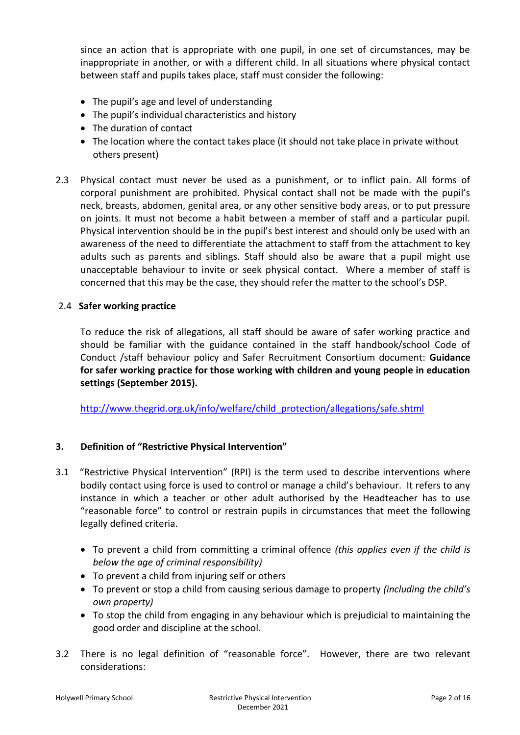since an action that is appropriate with one pupil, in one set of circumstances, may be inappropriate in another, or with a different child. In all situations where physical contact between staff and pupils takes place, staff must consider the following:

- The pupil's age and level of understanding
- The pupil's individual characteristics and history
- The duration of contact
- The location where the contact takes place (it should not take place in private without others present)

2.3 Physical contact must never be used as a punishment, or to inflict pain. All forms of corporal punishment are prohibited. Physical contact shall not be made with the pupil's neck, breasts, abdomen, genital area, or any other sensitive body areas, or to put pressure on joints. It must not become a habit between a member of staff and a particular pupil. Physical intervention should be in the pupil's best interest and should only be used with an awareness of the need to differentiate the attachment to staff from the attachment to key adults such as parents and siblings. Staff should also be aware that a pupil might use unacceptable behaviour to invite or seek physical contact. Where a member of staff is concerned that this may be the case, they should refer the matter to the school's DSP.

2.4 **Safer working practice**

To reduce the risk of allegations, all staff should be aware of safer working practice and should be familiar with the guidance contained in the staff handbook/school Code of Conduct /staff behaviour policy and Safer Recruitment Consortium document: **Guidance for safer working practice for those working with children and young people in education settings (September 2015).**

http://www.thegrid.org.uk/info/welfare/child_protection/allegations/safe.shtml

## 3. Definition of "Restrictive Physical Intervention"

3.1 "Restrictive Physical Intervention" (RPI) is the term used to describe interventions where bodily contact using force is used to control or manage a child's behaviour. It refers to any instance in which a teacher or other adult authorised by the Headteacher has to use "reasonable force" to control or restrain pupils in circumstances that meet the following legally defined criteria.

- To prevent a child from committing a criminal offence *(this applies even if the child is below the age of criminal responsibility)*
- To prevent a child from injuring self or others
- To prevent or stop a child from causing serious damage to property *(including the child's own property)*
- To stop the child from engaging in any behaviour which is prejudicial to maintaining the good order and discipline at the school.

3.2 There is no legal definition of "reasonable force". However, there are two relevant considerations: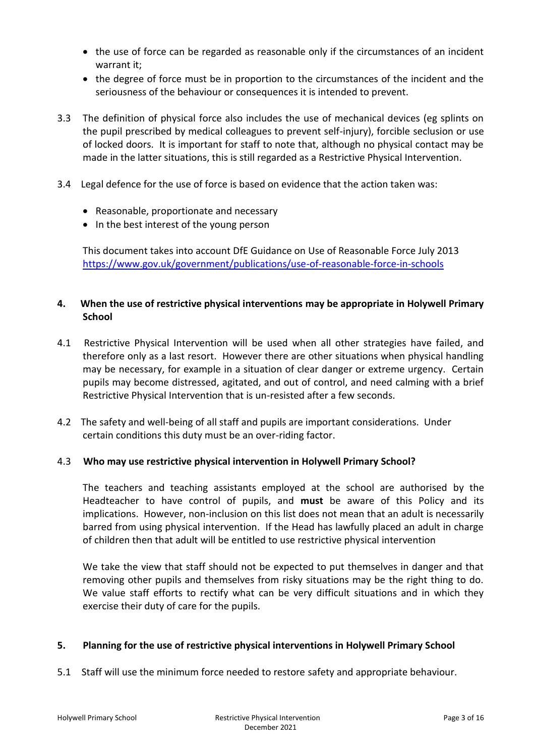- the use of force can be regarded as reasonable only if the circumstances of an incident warrant it;
- the degree of force must be in proportion to the circumstances of the incident and the seriousness of the behaviour or consequences it is intended to prevent.

3.3 The definition of physical force also includes the use of mechanical devices (eg splints on the pupil prescribed by medical colleagues to prevent self-injury), forcible seclusion or use of locked doors. It is important for staff to note that, although no physical contact may be made in the latter situations, this is still regarded as a Restrictive Physical Intervention.

3.4 Legal defence for the use of force is based on evidence that the action taken was:

- Reasonable, proportionate and necessary
- In the best interest of the young person

This document takes into account DfE Guidance on Use of Reasonable Force July 2013 https://www.gov.uk/government/publications/use-of-reasonable-force-in-schools

## 4. When the use of restrictive physical interventions may be appropriate in Holywell Primary School

4.1 Restrictive Physical Intervention will be used when all other strategies have failed, and therefore only as a last resort. However there are other situations when physical handling may be necessary, for example in a situation of clear danger or extreme urgency. Certain pupils may become distressed, agitated, and out of control, and need calming with a brief Restrictive Physical Intervention that is un-resisted after a few seconds.

4.2 The safety and well-being of all staff and pupils are important considerations. Under certain conditions this duty must be an over-riding factor.

4.3 **Who may use restrictive physical intervention in Holywell Primary School?**

The teachers and teaching assistants employed at the school are authorised by the Headteacher to have control of pupils, and **must** be aware of this Policy and its implications. However, non-inclusion on this list does not mean that an adult is necessarily barred from using physical intervention. If the Head has lawfully placed an adult in charge of children then that adult will be entitled to use restrictive physical intervention

We take the view that staff should not be expected to put themselves in danger and that removing other pupils and themselves from risky situations may be the right thing to do. We value staff efforts to rectify what can be very difficult situations and in which they exercise their duty of care for the pupils.

## 5. Planning for the use of restrictive physical interventions in Holywell Primary School

5.1 Staff will use the minimum force needed to restore safety and appropriate behaviour.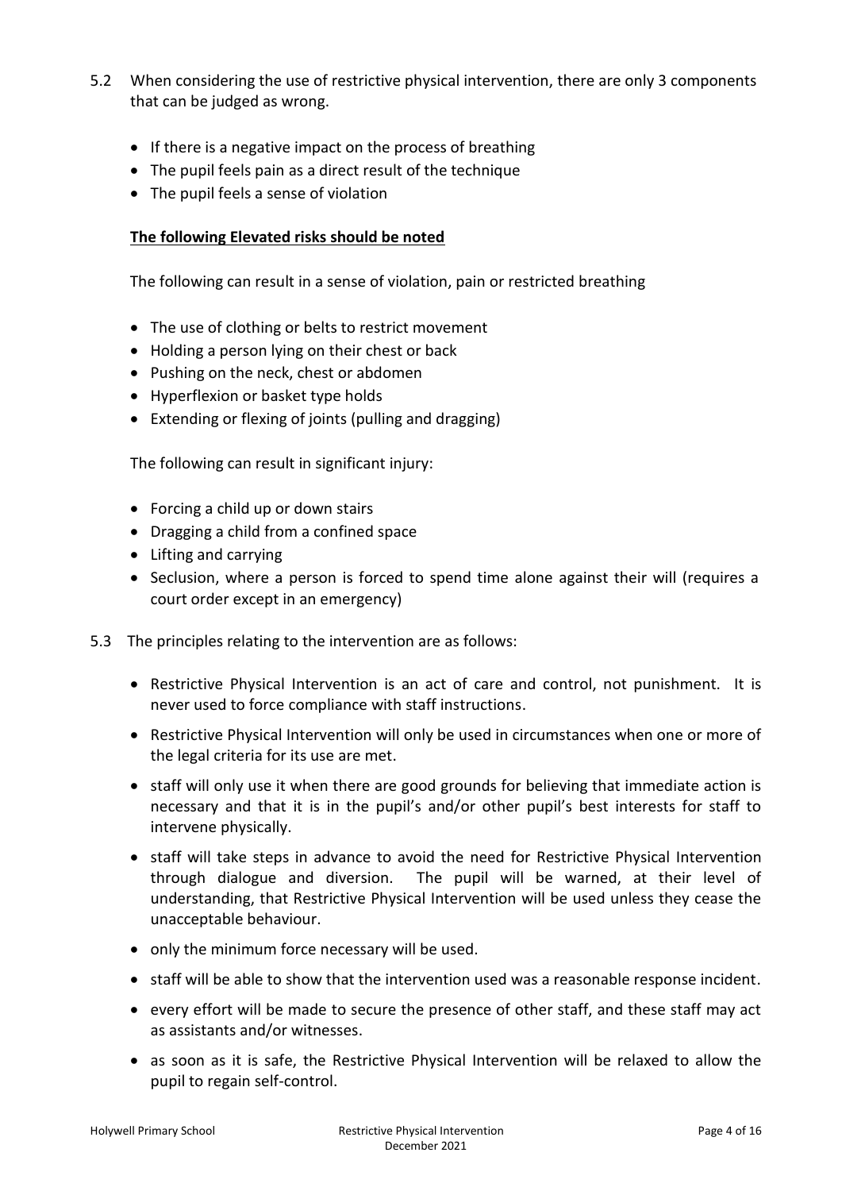5.2 When considering the use of restrictive physical intervention, there are only 3 components that can be judged as wrong.

- If there is a negative impact on the process of breathing
- The pupil feels pain as a direct result of the technique
- The pupil feels a sense of violation

**<u>The following Elevated risks should be noted</u>**

The following can result in a sense of violation, pain or restricted breathing

- The use of clothing or belts to restrict movement
- Holding a person lying on their chest or back
- Pushing on the neck, chest or abdomen
- Hyperflexion or basket type holds
- Extending or flexing of joints (pulling and dragging)

The following can result in significant injury:

- Forcing a child up or down stairs
- Dragging a child from a confined space
- Lifting and carrying
- Seclusion, where a person is forced to spend time alone against their will (requires a court order except in an emergency)

5.3 The principles relating to the intervention are as follows:

- Restrictive Physical Intervention is an act of care and control, not punishment. It is never used to force compliance with staff instructions.
- Restrictive Physical Intervention will only be used in circumstances when one or more of the legal criteria for its use are met.
- staff will only use it when there are good grounds for believing that immediate action is necessary and that it is in the pupil's and/or other pupil's best interests for staff to intervene physically.
- staff will take steps in advance to avoid the need for Restrictive Physical Intervention through dialogue and diversion. The pupil will be warned, at their level of understanding, that Restrictive Physical Intervention will be used unless they cease the unacceptable behaviour.
- only the minimum force necessary will be used.
- staff will be able to show that the intervention used was a reasonable response incident.
- every effort will be made to secure the presence of other staff, and these staff may act as assistants and/or witnesses.
- as soon as it is safe, the Restrictive Physical Intervention will be relaxed to allow the pupil to regain self-control.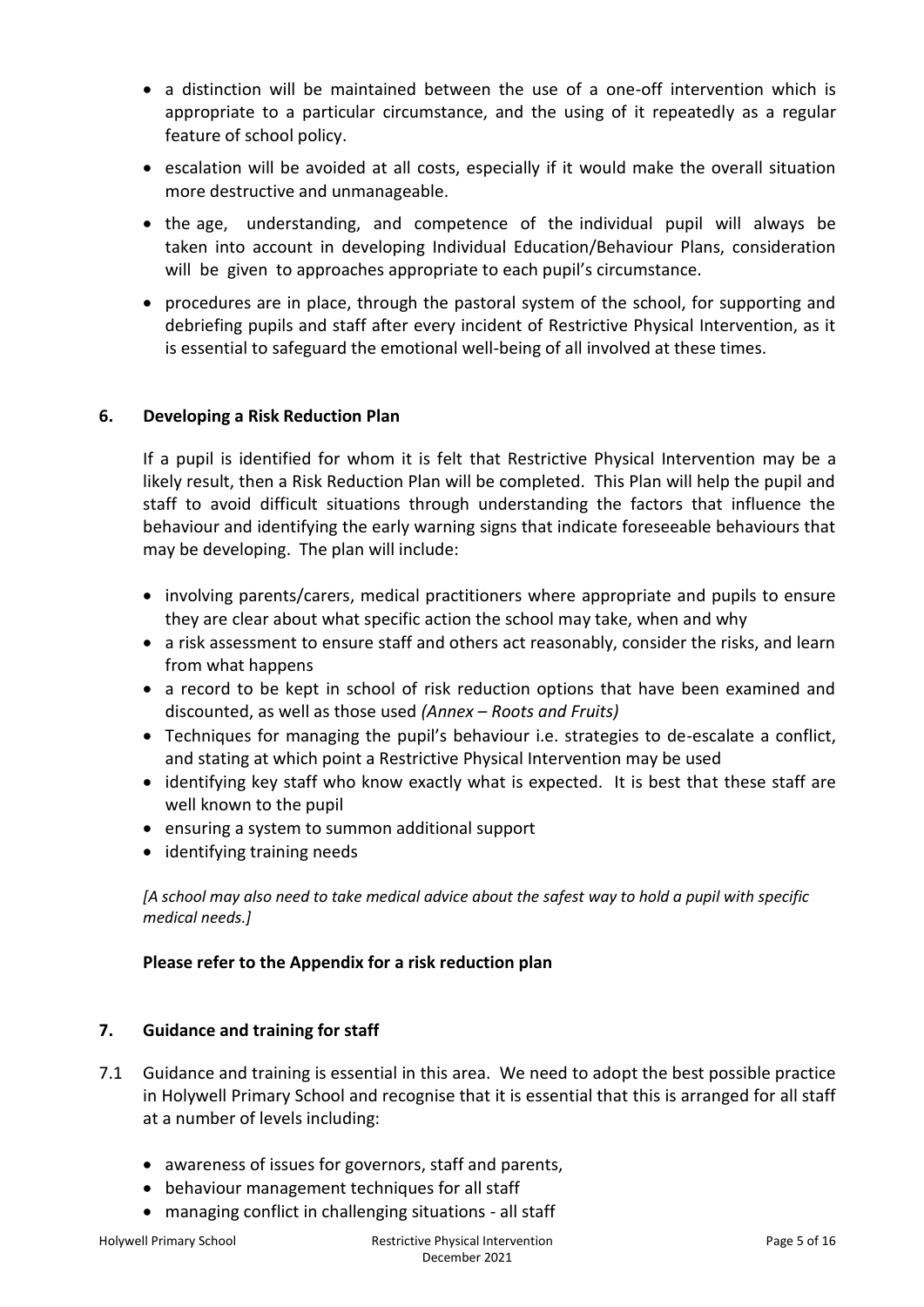- a distinction will be maintained between the use of a one-off intervention which is appropriate to a particular circumstance, and the using of it repeatedly as a regular feature of school policy.
- escalation will be avoided at all costs, especially if it would make the overall situation more destructive and unmanageable.
- the age, understanding, and competence of the individual pupil will always be taken into account in developing Individual Education/Behaviour Plans, consideration will be given to approaches appropriate to each pupil's circumstance.
- procedures are in place, through the pastoral system of the school, for supporting and debriefing pupils and staff after every incident of Restrictive Physical Intervention, as it is essential to safeguard the emotional well-being of all involved at these times.

## 6. Developing a Risk Reduction Plan

If a pupil is identified for whom it is felt that Restrictive Physical Intervention may be a likely result, then a Risk Reduction Plan will be completed. This Plan will help the pupil and staff to avoid difficult situations through understanding the factors that influence the behaviour and identifying the early warning signs that indicate foreseeable behaviours that may be developing. The plan will include:

- involving parents/carers, medical practitioners where appropriate and pupils to ensure they are clear about what specific action the school may take, when and why
- a risk assessment to ensure staff and others act reasonably, consider the risks, and learn from what happens
- a record to be kept in school of risk reduction options that have been examined and discounted, as well as those used *(Annex – Roots and Fruits)*
- Techniques for managing the pupil's behaviour i.e. strategies to de-escalate a conflict, and stating at which point a Restrictive Physical Intervention may be used
- identifying key staff who know exactly what is expected. It is best that these staff are well known to the pupil
- ensuring a system to summon additional support
- identifying training needs

*[A school may also need to take medical advice about the safest way to hold a pupil with specific medical needs.]*

**Please refer to the Appendix for a risk reduction plan**

## 7. Guidance and training for staff

7.1 Guidance and training is essential in this area. We need to adopt the best possible practice in Holywell Primary School and recognise that it is essential that this is arranged for all staff at a number of levels including:

- awareness of issues for governors, staff and parents,
- behaviour management techniques for all staff
- managing conflict in challenging situations - all staff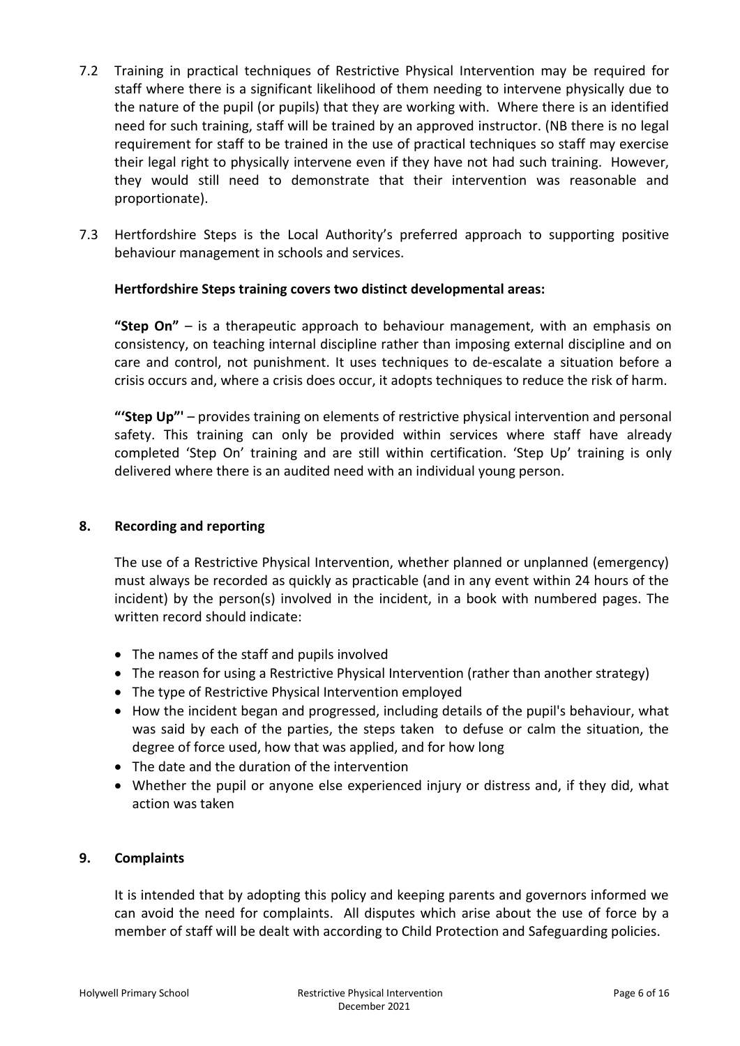7.2 Training in practical techniques of Restrictive Physical Intervention may be required for staff where there is a significant likelihood of them needing to intervene physically due to the nature of the pupil (or pupils) that they are working with. Where there is an identified need for such training, staff will be trained by an approved instructor. (NB there is no legal requirement for staff to be trained in the use of practical techniques so staff may exercise their legal right to physically intervene even if they have not had such training. However, they would still need to demonstrate that their intervention was reasonable and proportionate).

7.3 Hertfordshire Steps is the Local Authority's preferred approach to supporting positive behaviour management in schools and services.

**Hertfordshire Steps training covers two distinct developmental areas:**

**"Step On"** – is a therapeutic approach to behaviour management, with an emphasis on consistency, on teaching internal discipline rather than imposing external discipline and on care and control, not punishment. It uses techniques to de-escalate a situation before a crisis occurs and, where a crisis does occur, it adopts techniques to reduce the risk of harm.

**"'Step Up"'** – provides training on elements of restrictive physical intervention and personal safety. This training can only be provided within services where staff have already completed 'Step On' training and are still within certification. 'Step Up' training is only delivered where there is an audited need with an individual young person.

## 8. Recording and reporting

The use of a Restrictive Physical Intervention, whether planned or unplanned (emergency) must always be recorded as quickly as practicable (and in any event within 24 hours of the incident) by the person(s) involved in the incident, in a book with numbered pages. The written record should indicate:

- The names of the staff and pupils involved
- The reason for using a Restrictive Physical Intervention (rather than another strategy)
- The type of Restrictive Physical Intervention employed
- How the incident began and progressed, including details of the pupil's behaviour, what was said by each of the parties, the steps taken to defuse or calm the situation, the degree of force used, how that was applied, and for how long
- The date and the duration of the intervention
- Whether the pupil or anyone else experienced injury or distress and, if they did, what action was taken

## 9. Complaints

It is intended that by adopting this policy and keeping parents and governors informed we can avoid the need for complaints. All disputes which arise about the use of force by a member of staff will be dealt with according to Child Protection and Safeguarding policies.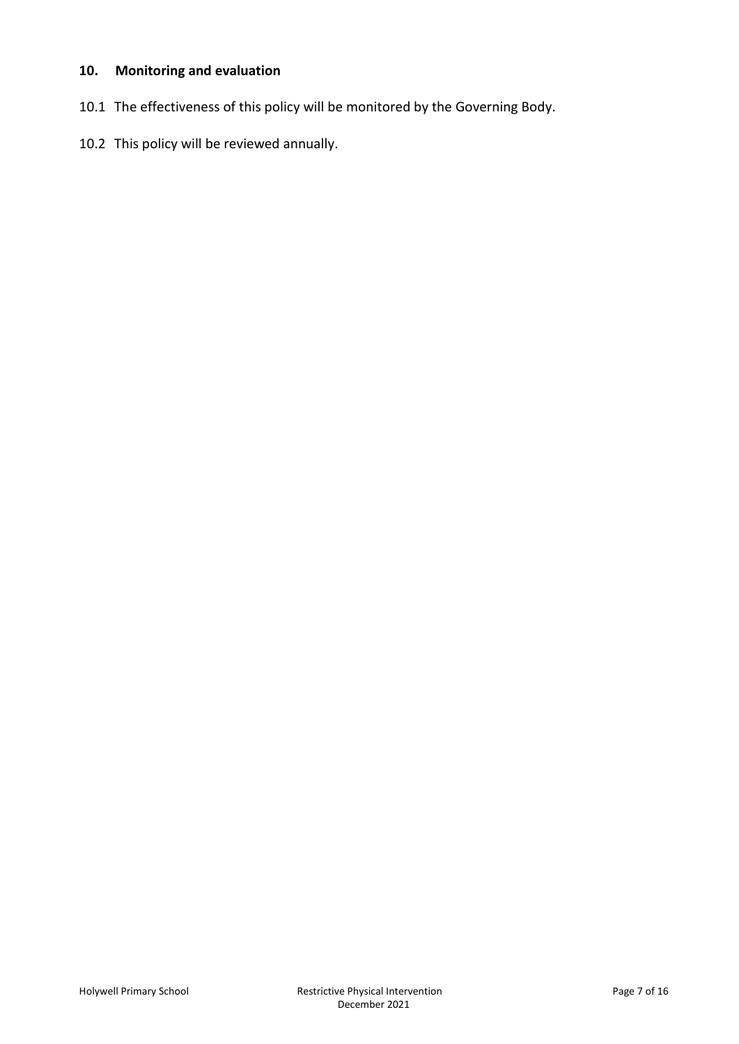## 10. Monitoring and evaluation

10.1 The effectiveness of this policy will be monitored by the Governing Body.

10.2 This policy will be reviewed annually.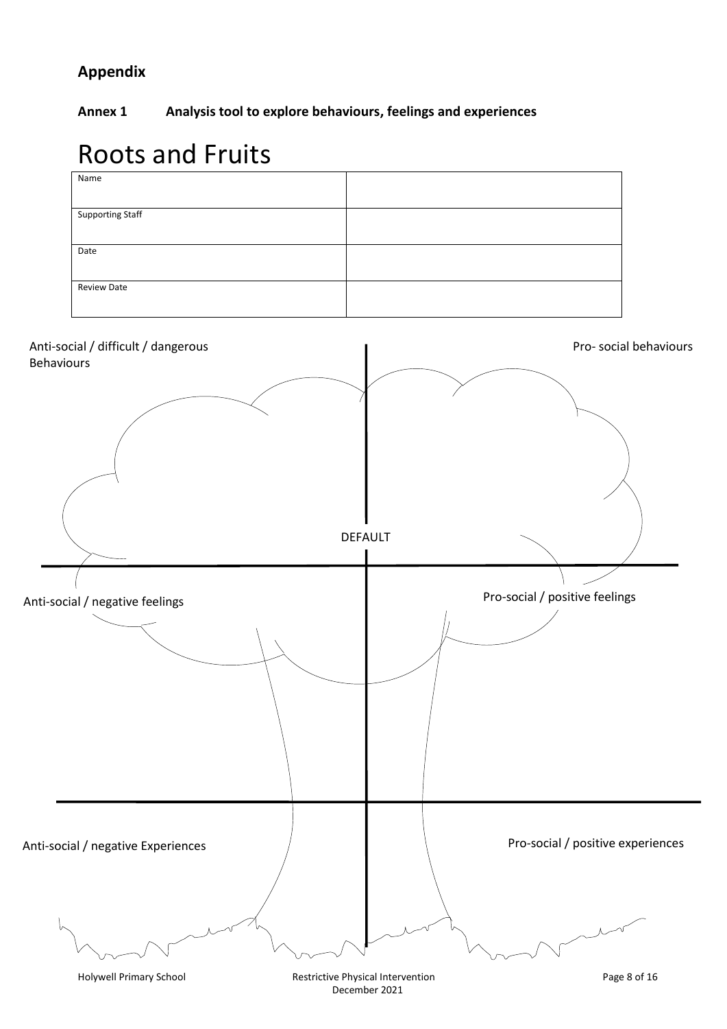## Appendix

### Annex 1 Analysis tool to explore behaviours, feelings and experiences

# Roots and Fruits

| Name | |
| --- | --- |
| Supporting Staff | |
| Date | |
| Review Date | |

Anti-social / difficult / dangerous Behaviours

Pro- social behaviours

DEFAULT

Anti-social / negative feelings

Pro-social / positive feelings

Anti-social / negative Experiences

Pro-social / positive experiences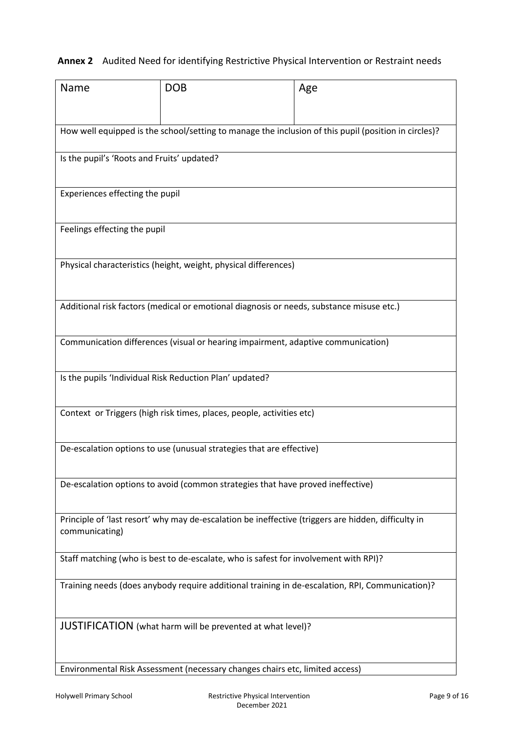**Annex 2** Audited Need for identifying Restrictive Physical Intervention or Restraint needs

| Name | DOB | Age |
|---|---|---|
| How well equipped is the school/setting to manage the inclusion of this pupil (position in circles)? | | |
| Is the pupil's 'Roots and Fruits' updated? | | |
| Experiences effecting the pupil | | |
| Feelings effecting the pupil | | |
| Physical characteristics (height, weight, physical differences) | | |
| Additional risk factors (medical or emotional diagnosis or needs, substance misuse etc.) | | |
| Communication differences (visual or hearing impairment, adaptive communication) | | |
| Is the pupils 'Individual Risk Reduction Plan' updated? | | |
| Context or Triggers (high risk times, places, people, activities etc) | | |
| De-escalation options to use (unusual strategies that are effective) | | |
| De-escalation options to avoid (common strategies that have proved ineffective) | | |
| Principle of 'last resort' why may de-escalation be ineffective (triggers are hidden, difficulty in communicating) | | |
| Staff matching (who is best to de-escalate, who is safest for involvement with RPI)? | | |
| Training needs (does anybody require additional training in de-escalation, RPI, Communication)? | | |
| JUSTIFICATION (what harm will be prevented at what level)? | | |
| Environmental Risk Assessment (necessary changes chairs etc, limited access) | | |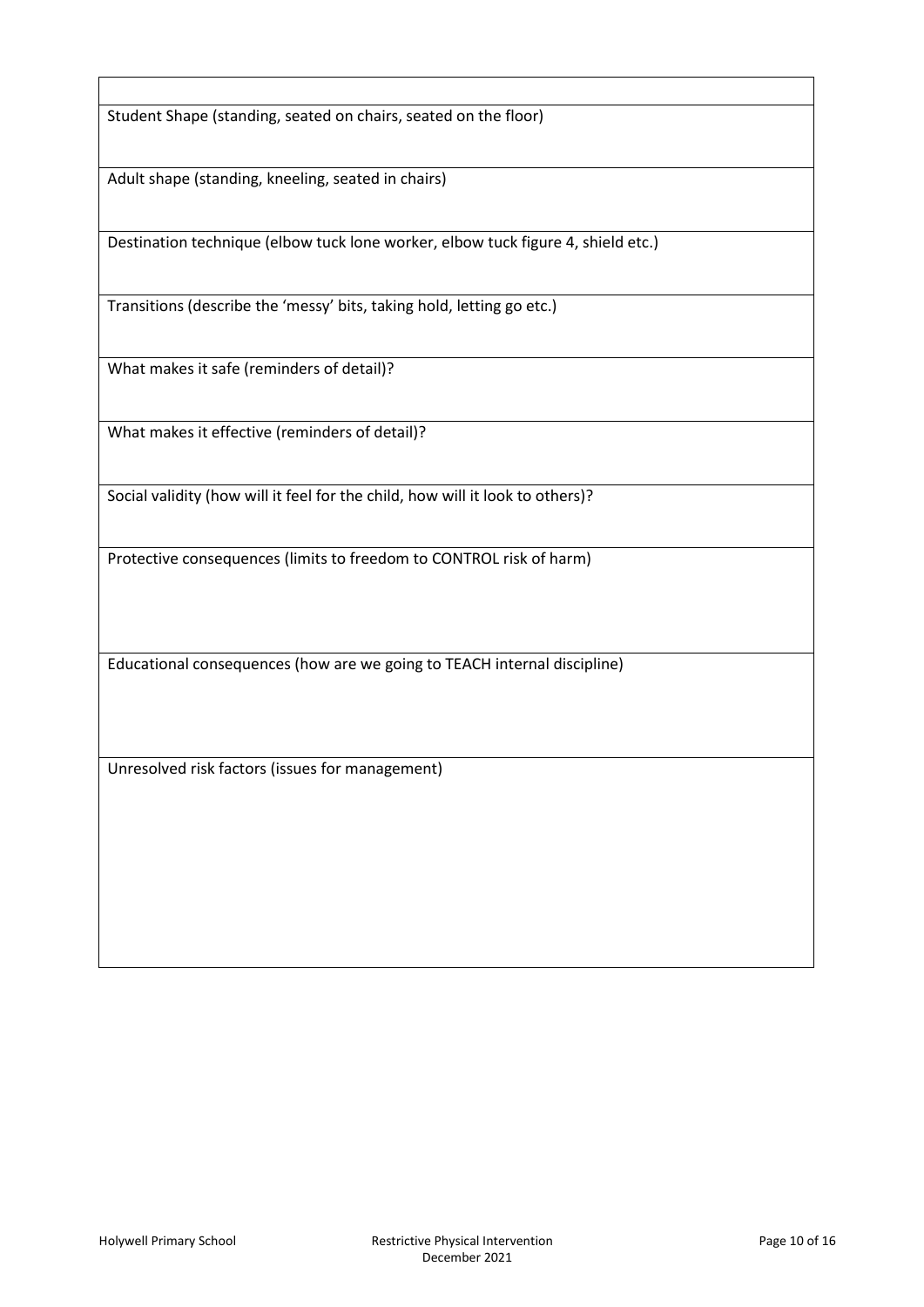| |
|---|
| Student Shape (standing, seated on chairs, seated on the floor) |
| Adult shape (standing, kneeling, seated in chairs) |
| Destination technique (elbow tuck lone worker, elbow tuck figure 4, shield etc.) |
| Transitions (describe the 'messy' bits, taking hold, letting go etc.) |
| What makes it safe (reminders of detail)? |
| What makes it effective (reminders of detail)? |
| Social validity (how will it feel for the child, how will it look to others)? |
| Protective consequences (limits to freedom to CONTROL risk of harm) |
| Educational consequences (how are we going to TEACH internal discipline) |
| Unresolved risk factors (issues for management) |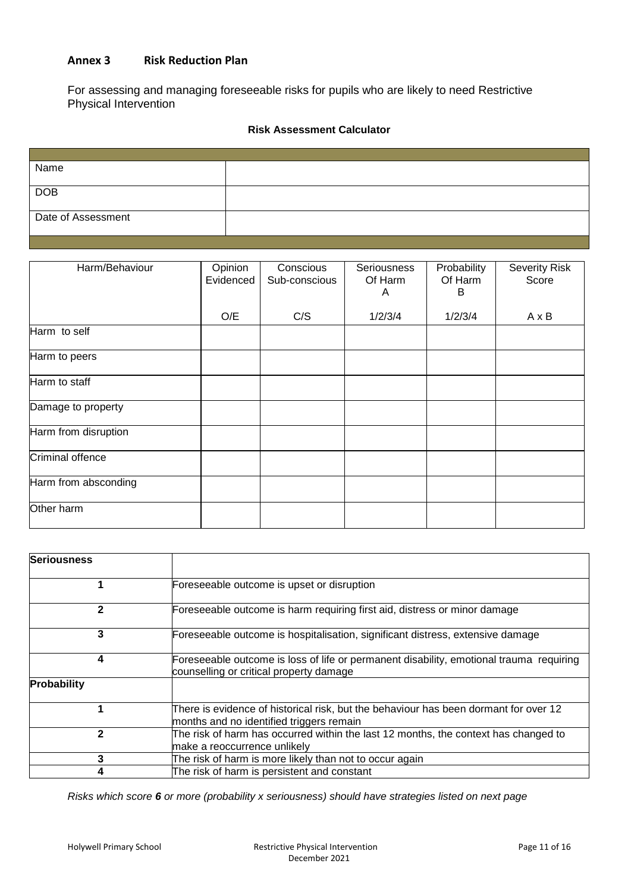## Annex 3 Risk Reduction Plan

For assessing and managing foreseeable risks for pupils who are likely to need Restrictive Physical Intervention

**Risk Assessment Calculator**

| | |
|---|---|
| Name | |
| DOB | |
| Date of Assessment | |

| Harm/Behaviour | Opinion Evidenced<br><br>O/E | Conscious Sub-conscious<br><br>C/S | Seriousness Of Harm A<br><br>1/2/3/4 | Probability Of Harm B<br><br>1/2/3/4 | Severity Risk Score<br><br>A x B |
|---|---|---|---|---|---|
| Harm to self | | | | | |
| Harm to peers | | | | | |
| Harm to staff | | | | | |
| Damage to property | | | | | |
| Harm from disruption | | | | | |
| Criminal offence | | | | | |
| Harm from absconding | | | | | |
| Other harm | | | | | |

| **Seriousness** | |
|---|---|
| 1 | Foreseeable outcome is upset or disruption |
| 2 | Foreseeable outcome is harm requiring first aid, distress or minor damage |
| 3 | Foreseeable outcome is hospitalisation, significant distress, extensive damage |
| 4 | Foreseeable outcome is loss of life or permanent disability, emotional trauma requiring counselling or critical property damage |
| **Probability** | |
| 1 | There is evidence of historical risk, but the behaviour has been dormant for over 12 months and no identified triggers remain |
| 2 | The risk of harm has occurred within the last 12 months, the context has changed to make a reoccurrence unlikely |
| 3 | The risk of harm is more likely than not to occur again |
| 4 | The risk of harm is persistent and constant |

*Risks which score **6** or more (probability x seriousness) should have strategies listed on next page*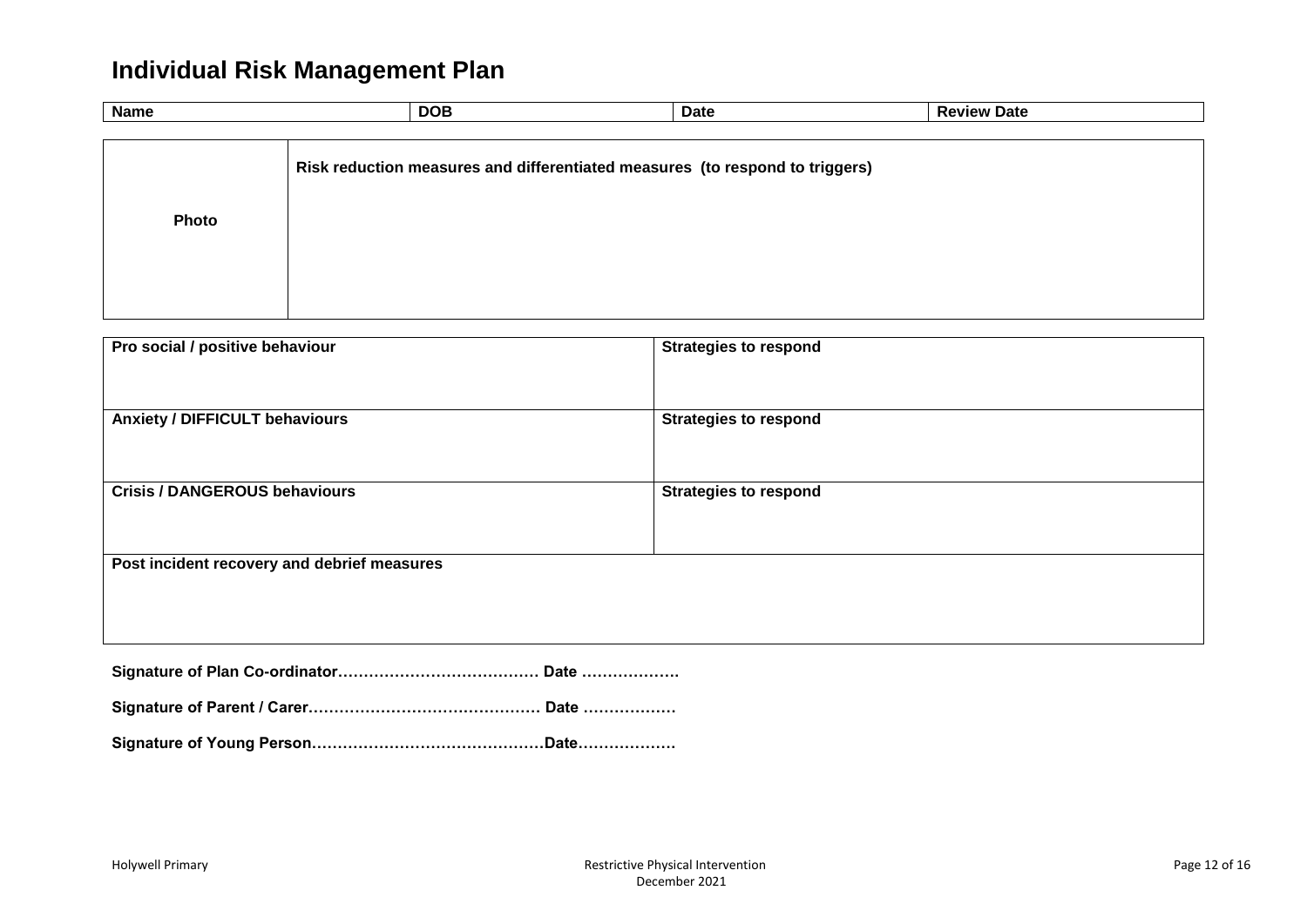# Individual Risk Management Plan

| Name | DOB | Date | Review Date |
|---|---|---|---|

| Photo | Risk reduction measures and differentiated measures (to respond to triggers) |
|---|---|

| Pro social / positive behaviour | Strategies to respond |
|---|---|
| **Anxiety / DIFFICULT behaviours** | **Strategies to respond** |
| **Crisis / DANGEROUS behaviours** | **Strategies to respond** |
| **Post incident recovery and debrief measures** | |

**Signature of Plan Co-ordinator………………………………… Date ……………….**

**Signature of Parent / Carer……………………………………… Date ………………**

**Signature of Young Person………………………………………Date………………**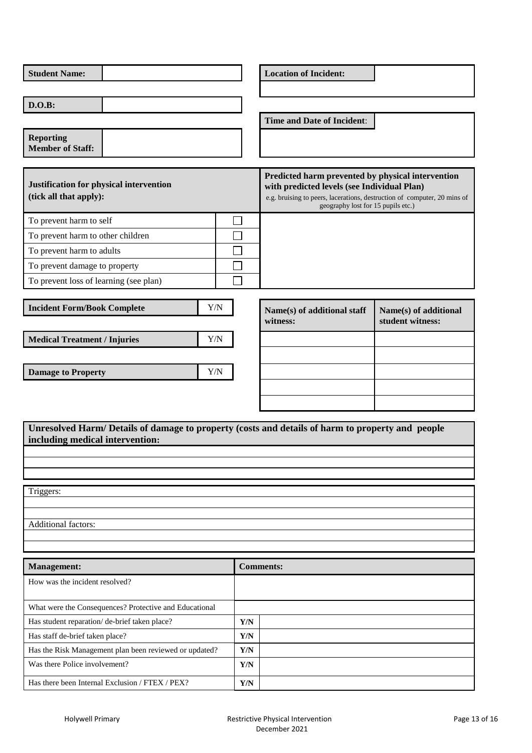| **Student Name:** | |
|---|---|
| **D.O.B:** | |
| **Reporting Member of Staff:** | |

| **Location of Incident:** | |
|---|---|
| | |

| **Time and Date of Incident:** | |
|---|---|
| | |

| **Justification for physical intervention (tick all that apply):** | | **Predicted harm prevented by physical intervention with predicted levels (see Individual Plan)** e.g. bruising to peers, lacerations, destruction of computer, 20 mins of geography lost for 15 pupils etc.) |
|---|---|---|
| To prevent harm to self | ☐ | |
| To prevent harm to other children | ☐ | |
| To prevent harm to adults | ☐ | |
| To prevent damage to property | ☐ | |
| To prevent loss of learning (see plan) | ☐ | |

| **Incident Form/Book Complete** | Y/N |
|---|---|
| **Medical Treatment / Injuries** | Y/N |
| **Damage to Property** | Y/N |

| **Name(s) of additional staff witness:** | **Name(s) of additional student witness:** |
|---|---|
| | |
| | |
| | |
| | |
| | |

| **Unresolved Harm/ Details of damage to property (costs and details of harm to property and people including medical intervention:** |
|---|
| |
| |
| |

| Triggers: |
|---|
| |
| |
| Additional factors: |
| |
| |

| **Management:** | **Comments:** | |
|---|---|---|
| How was the incident resolved? | | |
| What were the Consequences? Protective and Educational | | |
| Has student reparation/ de-brief taken place? | **Y/N** | |
| Has staff de-brief taken place? | **Y/N** | |
| Has the Risk Management plan been reviewed or updated? | **Y/N** | |
| Was there Police involvement? | **Y/N** | |
| Has there been Internal Exclusion / FTEX / PEX? | **Y/N** | |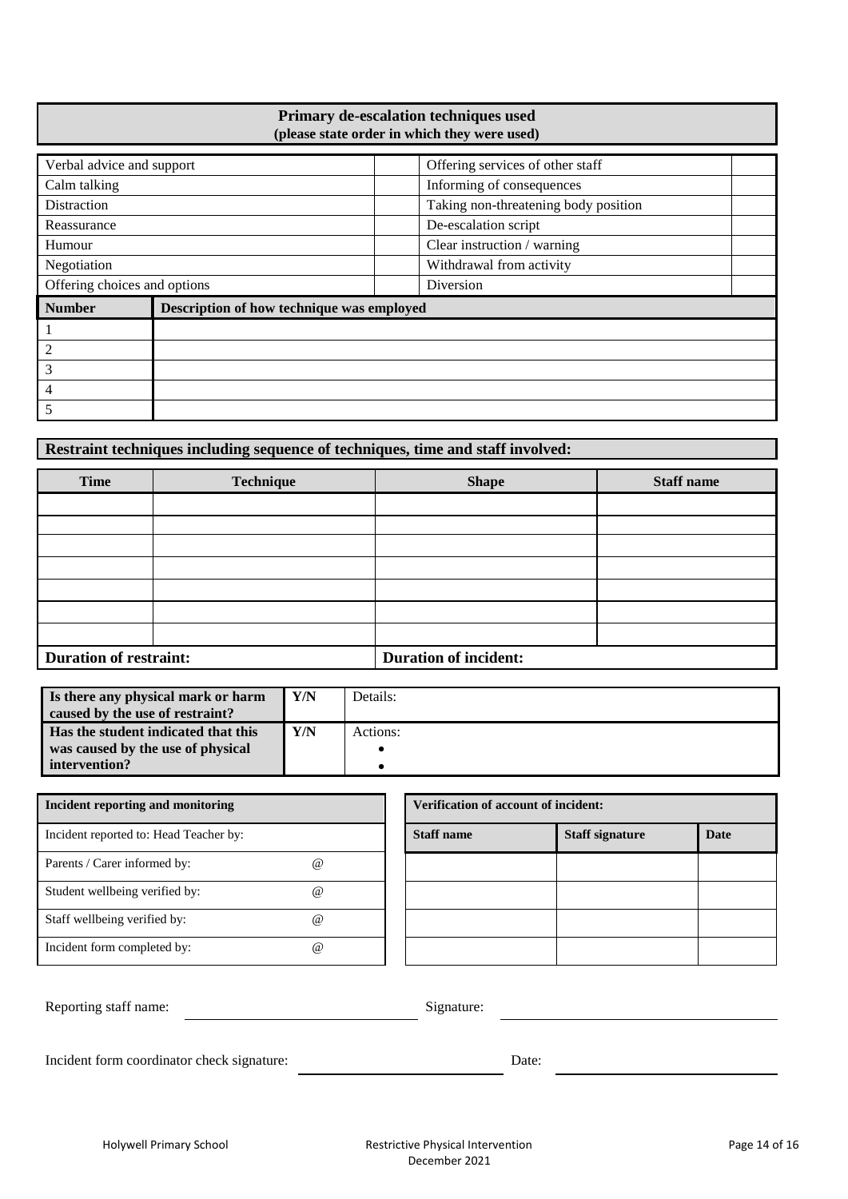| **Primary de-escalation techniques used (please state order in which they were used)** | | | |
|---|---|---|---|
| Verbal advice and support | | Offering services of other staff | |
| Calm talking | | Informing of consequences | |
| Distraction | | Taking non-threatening body position | |
| Reassurance | | De-escalation script | |
| Humour | | Clear instruction / warning | |
| Negotiation | | Withdrawal from activity | |
| Offering choices and options | | Diversion | |

| **Number** | **Description of how technique was employed** |
|---|---|
| 1 | |
| 2 | |
| 3 | |
| 4 | |
| 5 | |

**Restraint techniques including sequence of techniques, time and staff involved:**

| **Time** | **Technique** | **Shape** | **Staff name** |
|---|---|---|---|
| | | | |
| | | | |
| | | | |
| | | | |
| | | | |
| | | | |
| | | | |
| **Duration of restraint:** | | **Duration of incident:** | |

| | | |
|---|---|---|
| **Is there any physical mark or harm caused by the use of restraint?** | **Y/N** | Details: |
| **Has the student indicated that this was caused by the use of physical intervention?** | **Y/N** | Actions: <br> • <br> • |

| **Incident reporting and monitoring** | |
|---|---|
| Incident reported to: Head Teacher by: | |
| Parents / Carer informed by: | @ |
| Student wellbeing verified by: | @ |
| Staff wellbeing verified by: | @ |
| Incident form completed by: | @ |

| **Verification of account of incident:** | | |
|---|---|---|
| **Staff name** | **Staff signature** | **Date** |
| | | |
| | | |
| | | |
| | | |

Reporting staff name: ______________________ Signature: ______________________

Incident form coordinator check signature: ______________________ Date: ______________________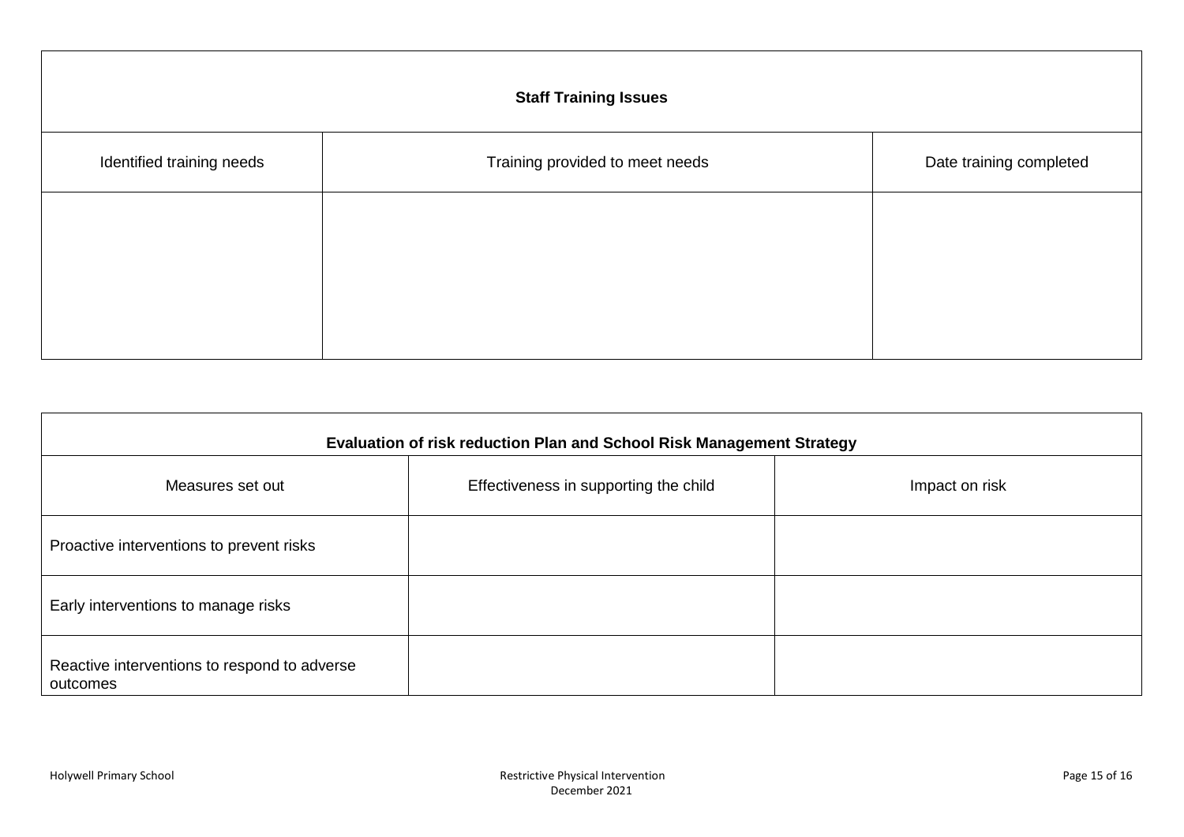| Staff Training Issues | | |
| --- | --- | --- |
| Identified training needs | Training provided to meet needs | Date training completed |
| | | |

| Evaluation of risk reduction Plan and School Risk Management Strategy | | |
| --- | --- | --- |
| Measures set out | Effectiveness in supporting the child | Impact on risk |
| Proactive interventions to prevent risks | | |
| Early interventions to manage risks | | |
| Reactive interventions to respond to adverse outcomes | | |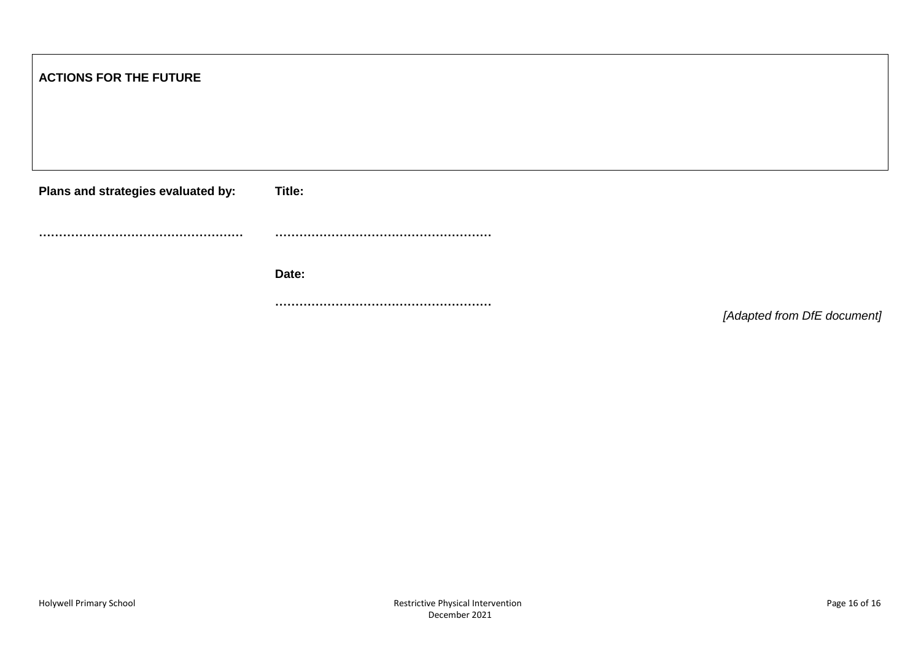**ACTIONS FOR THE FUTURE**

**Plans and strategies evaluated by:** **Title:**

…………………………………………… ………………………………………………

**Date:**

………………………………………………

*[Adapted from DfE document]*